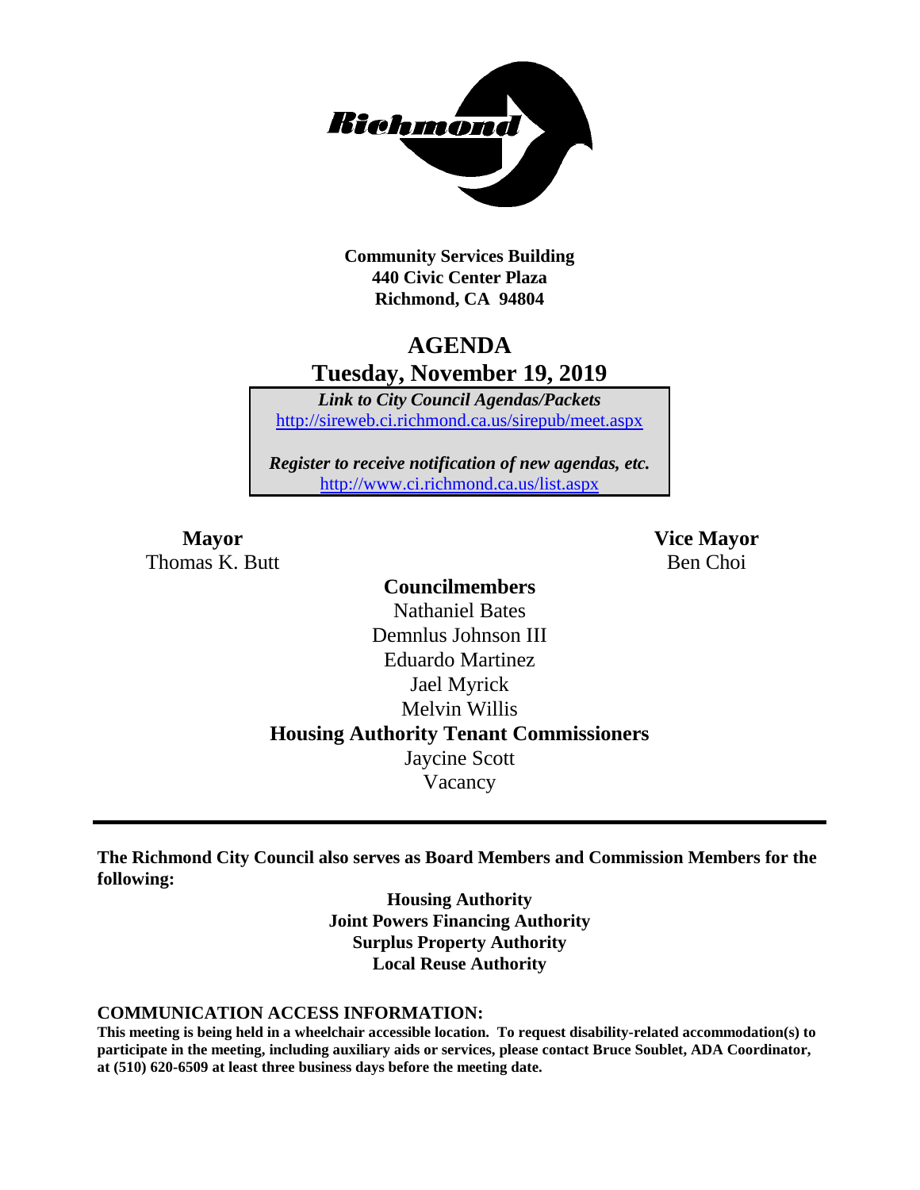**Community Services Building**
**440 Civic Center Plaza**
**Richmond, CA 94804**

# AGENDA

## Tuesday, November 19, 2019

*Link to City Council Agendas/Packets*
http://sireweb.ci.richmond.ca.us/sirepub/meet.aspx

*Register to receive notification of new agendas, etc.*
http://www.ci.richmond.ca.us/list.aspx

**Mayor**
Thomas K. Butt

**Vice Mayor**
Ben Choi

**Councilmembers**
Nathaniel Bates
Demnlus Johnson III
Eduardo Martinez
Jael Myrick
Melvin Willis

**Housing Authority Tenant Commissioners**
Jaycine Scott
Vacancy

---

**The Richmond City Council also serves as Board Members and Commission Members for the following:**

**Housing Authority**
**Joint Powers Financing Authority**
**Surplus Property Authority**
**Local Reuse Authority**

**COMMUNICATION ACCESS INFORMATION:**

**This meeting is being held in a wheelchair accessible location. To request disability-related accommodation(s) to participate in the meeting, including auxiliary aids or services, please contact Bruce Soublet, ADA Coordinator, at (510) 620-6509 at least three business days before the meeting date.**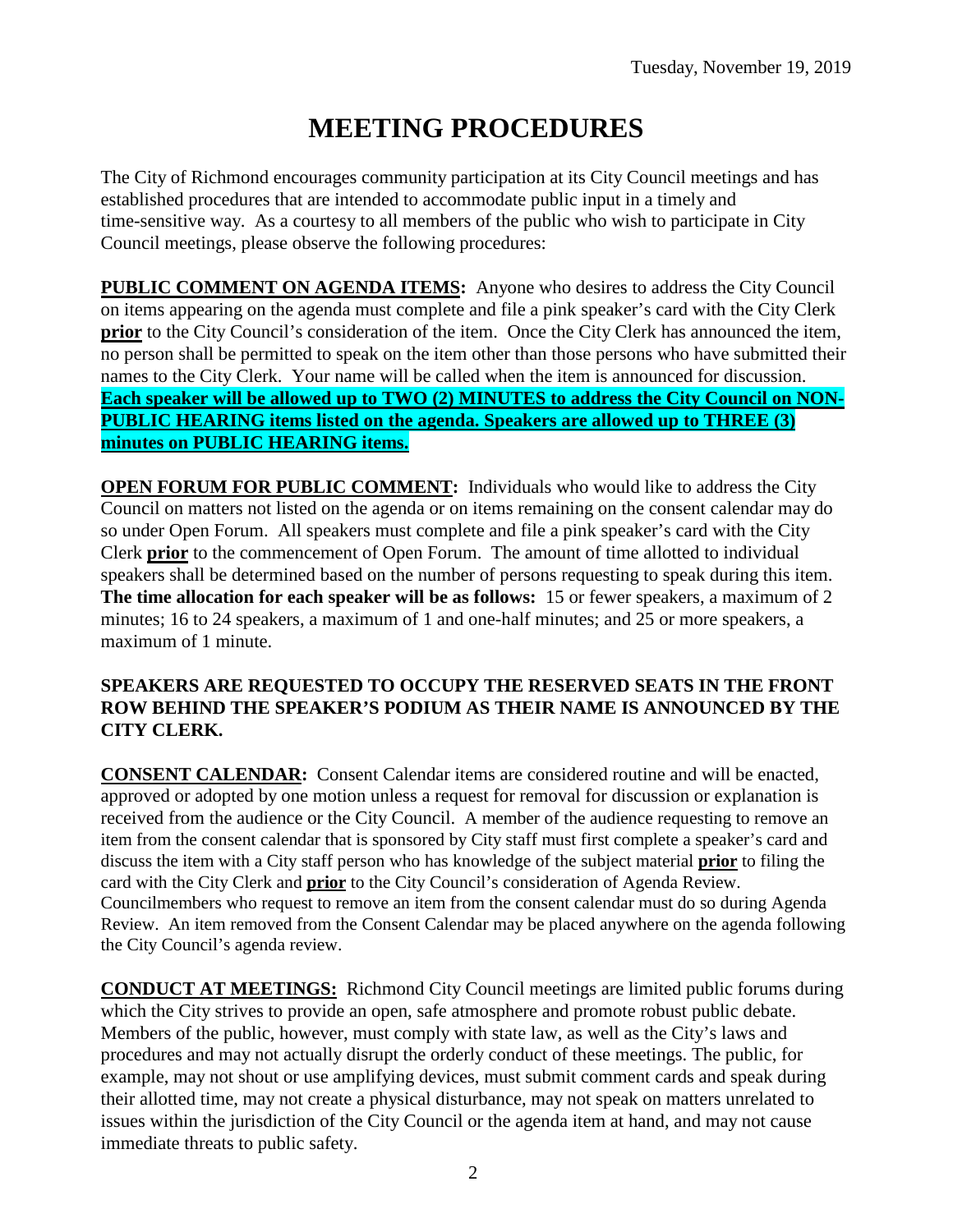Tuesday, November 19, 2019

# MEETING PROCEDURES

The City of Richmond encourages community participation at its City Council meetings and has established procedures that are intended to accommodate public input in a timely and time-sensitive way. As a courtesy to all members of the public who wish to participate in City Council meetings, please observe the following procedures:

**PUBLIC COMMENT ON AGENDA ITEMS:** Anyone who desires to address the City Council on items appearing on the agenda must complete and file a pink speaker's card with the City Clerk **prior** to the City Council's consideration of the item. Once the City Clerk has announced the item, no person shall be permitted to speak on the item other than those persons who have submitted their names to the City Clerk. Your name will be called when the item is announced for discussion. **Each speaker will be allowed up to TWO (2) MINUTES to address the City Council on NON-PUBLIC HEARING items listed on the agenda. Speakers are allowed up to THREE (3) minutes on PUBLIC HEARING items.**

**OPEN FORUM FOR PUBLIC COMMENT:** Individuals who would like to address the City Council on matters not listed on the agenda or on items remaining on the consent calendar may do so under Open Forum. All speakers must complete and file a pink speaker's card with the City Clerk **prior** to the commencement of Open Forum. The amount of time allotted to individual speakers shall be determined based on the number of persons requesting to speak during this item. **The time allocation for each speaker will be as follows:** 15 or fewer speakers, a maximum of 2 minutes; 16 to 24 speakers, a maximum of 1 and one-half minutes; and 25 or more speakers, a maximum of 1 minute.

**SPEAKERS ARE REQUESTED TO OCCUPY THE RESERVED SEATS IN THE FRONT ROW BEHIND THE SPEAKER'S PODIUM AS THEIR NAME IS ANNOUNCED BY THE CITY CLERK.**

**CONSENT CALENDAR:** Consent Calendar items are considered routine and will be enacted, approved or adopted by one motion unless a request for removal for discussion or explanation is received from the audience or the City Council. A member of the audience requesting to remove an item from the consent calendar that is sponsored by City staff must first complete a speaker's card and discuss the item with a City staff person who has knowledge of the subject material **prior** to filing the card with the City Clerk and **prior** to the City Council's consideration of Agenda Review. Councilmembers who request to remove an item from the consent calendar must do so during Agenda Review. An item removed from the Consent Calendar may be placed anywhere on the agenda following the City Council's agenda review.

**CONDUCT AT MEETINGS:** Richmond City Council meetings are limited public forums during which the City strives to provide an open, safe atmosphere and promote robust public debate. Members of the public, however, must comply with state law, as well as the City's laws and procedures and may not actually disrupt the orderly conduct of these meetings. The public, for example, may not shout or use amplifying devices, must submit comment cards and speak during their allotted time, may not create a physical disturbance, may not speak on matters unrelated to issues within the jurisdiction of the City Council or the agenda item at hand, and may not cause immediate threats to public safety.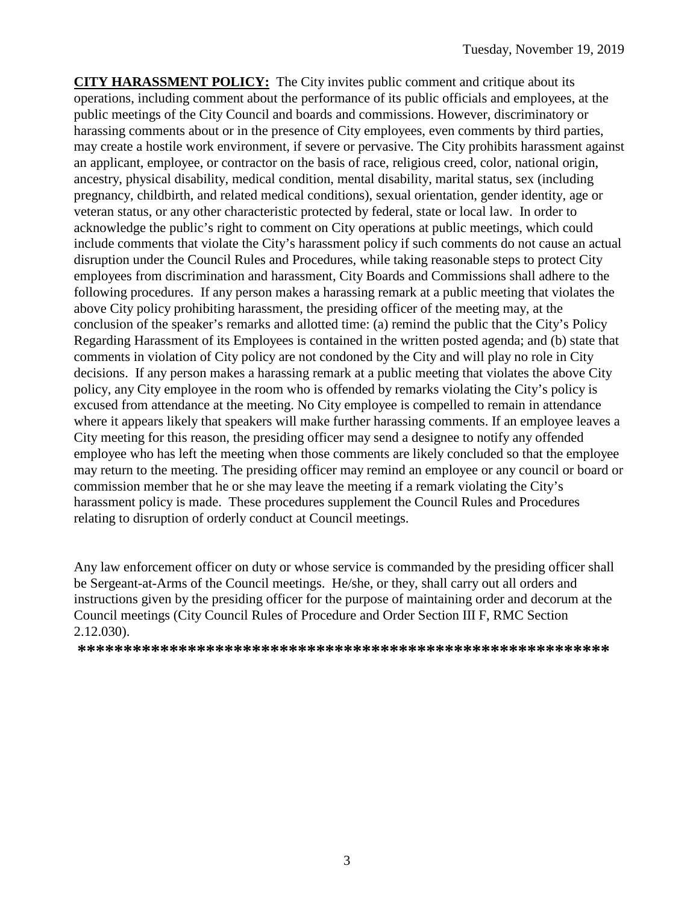**CITY HARASSMENT POLICY:** The City invites public comment and critique about its operations, including comment about the performance of its public officials and employees, at the public meetings of the City Council and boards and commissions. However, discriminatory or harassing comments about or in the presence of City employees, even comments by third parties, may create a hostile work environment, if severe or pervasive. The City prohibits harassment against an applicant, employee, or contractor on the basis of race, religious creed, color, national origin, ancestry, physical disability, medical condition, mental disability, marital status, sex (including pregnancy, childbirth, and related medical conditions), sexual orientation, gender identity, age or veteran status, or any other characteristic protected by federal, state or local law. In order to acknowledge the public's right to comment on City operations at public meetings, which could include comments that violate the City's harassment policy if such comments do not cause an actual disruption under the Council Rules and Procedures, while taking reasonable steps to protect City employees from discrimination and harassment, City Boards and Commissions shall adhere to the following procedures. If any person makes a harassing remark at a public meeting that violates the above City policy prohibiting harassment, the presiding officer of the meeting may, at the conclusion of the speaker's remarks and allotted time: (a) remind the public that the City's Policy Regarding Harassment of its Employees is contained in the written posted agenda; and (b) state that comments in violation of City policy are not condoned by the City and will play no role in City decisions. If any person makes a harassing remark at a public meeting that violates the above City policy, any City employee in the room who is offended by remarks violating the City's policy is excused from attendance at the meeting. No City employee is compelled to remain in attendance where it appears likely that speakers will make further harassing comments. If an employee leaves a City meeting for this reason, the presiding officer may send a designee to notify any offended employee who has left the meeting when those comments are likely concluded so that the employee may return to the meeting. The presiding officer may remind an employee or any council or board or commission member that he or she may leave the meeting if a remark violating the City's harassment policy is made. These procedures supplement the Council Rules and Procedures relating to disruption of orderly conduct at Council meetings.

Any law enforcement officer on duty or whose service is commanded by the presiding officer shall be Sergeant-at-Arms of the Council meetings. He/she, or they, shall carry out all orders and instructions given by the presiding officer for the purpose of maintaining order and decorum at the Council meetings (City Council Rules of Procedure and Order Section III F, RMC Section 2.12.030).

**\*\*\*\*\*\*\*\*\*\*\*\*\*\*\*\*\*\*\*\*\*\*\*\*\*\*\*\*\*\*\*\*\*\*\*\*\*\*\*\*\*\*\*\*\*\*\*\*\*\*\*\*\*\*\*\*\*\*\***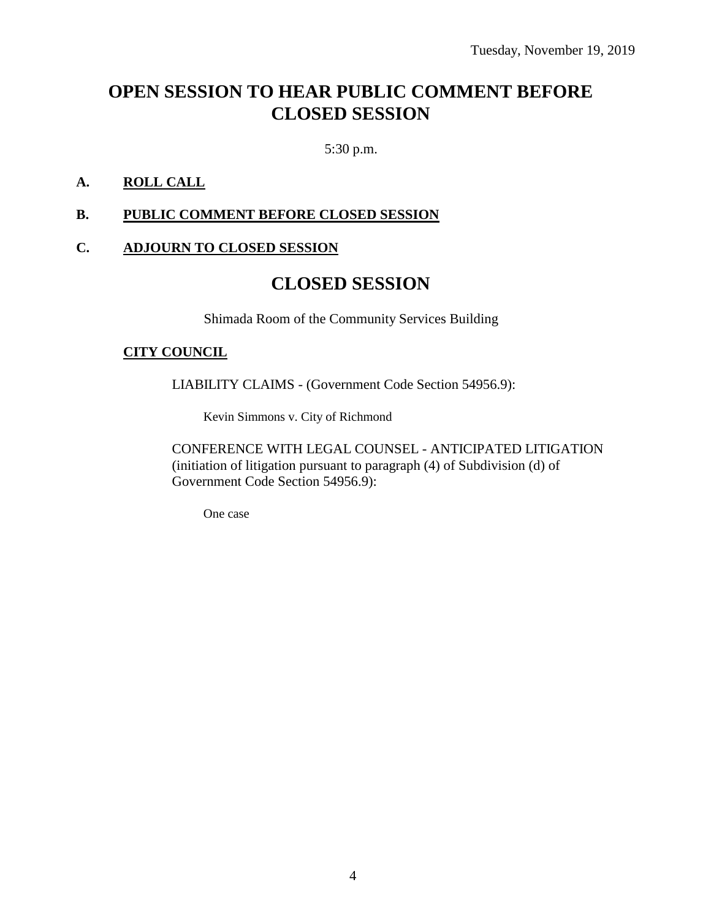Tuesday, November 19, 2019

# OPEN SESSION TO HEAR PUBLIC COMMENT BEFORE CLOSED SESSION

5:30 p.m.

**A. ROLL CALL**

**B. PUBLIC COMMENT BEFORE CLOSED SESSION**

**C. ADJOURN TO CLOSED SESSION**

# CLOSED SESSION

Shimada Room of the Community Services Building

**CITY COUNCIL**

LIABILITY CLAIMS - (Government Code Section 54956.9):

Kevin Simmons v. City of Richmond

CONFERENCE WITH LEGAL COUNSEL - ANTICIPATED LITIGATION (initiation of litigation pursuant to paragraph (4) of Subdivision (d) of Government Code Section 54956.9):

One case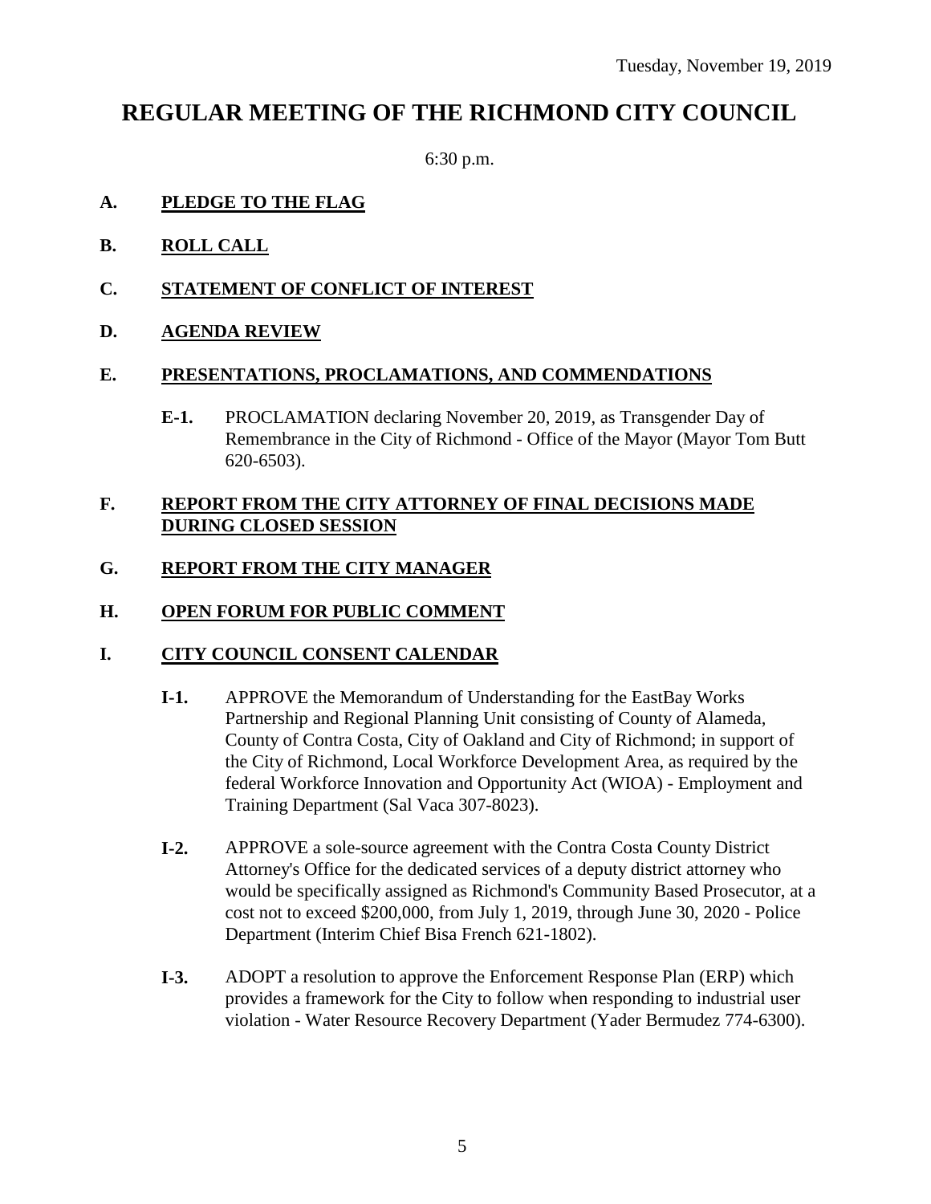Tuesday, November 19, 2019

# REGULAR MEETING OF THE RICHMOND CITY COUNCIL

6:30 p.m.

## A. PLEDGE TO THE FLAG

## B. ROLL CALL

## C. STATEMENT OF CONFLICT OF INTEREST

## D. AGENDA REVIEW

## E. PRESENTATIONS, PROCLAMATIONS, AND COMMENDATIONS

**E-1.** PROCLAMATION declaring November 20, 2019, as Transgender Day of Remembrance in the City of Richmond - Office of the Mayor (Mayor Tom Butt 620-6503).

## F. REPORT FROM THE CITY ATTORNEY OF FINAL DECISIONS MADE DURING CLOSED SESSION

## G. REPORT FROM THE CITY MANAGER

## H. OPEN FORUM FOR PUBLIC COMMENT

## I. CITY COUNCIL CONSENT CALENDAR

**I-1.** APPROVE the Memorandum of Understanding for the EastBay Works Partnership and Regional Planning Unit consisting of County of Alameda, County of Contra Costa, City of Oakland and City of Richmond; in support of the City of Richmond, Local Workforce Development Area, as required by the federal Workforce Innovation and Opportunity Act (WIOA) - Employment and Training Department (Sal Vaca 307-8023).

**I-2.** APPROVE a sole-source agreement with the Contra Costa County District Attorney's Office for the dedicated services of a deputy district attorney who would be specifically assigned as Richmond's Community Based Prosecutor, at a cost not to exceed $200,000, from July 1, 2019, through June 30, 2020 - Police Department (Interim Chief Bisa French 621-1802).

**I-3.** ADOPT a resolution to approve the Enforcement Response Plan (ERP) which provides a framework for the City to follow when responding to industrial user violation - Water Resource Recovery Department (Yader Bermudez 774-6300).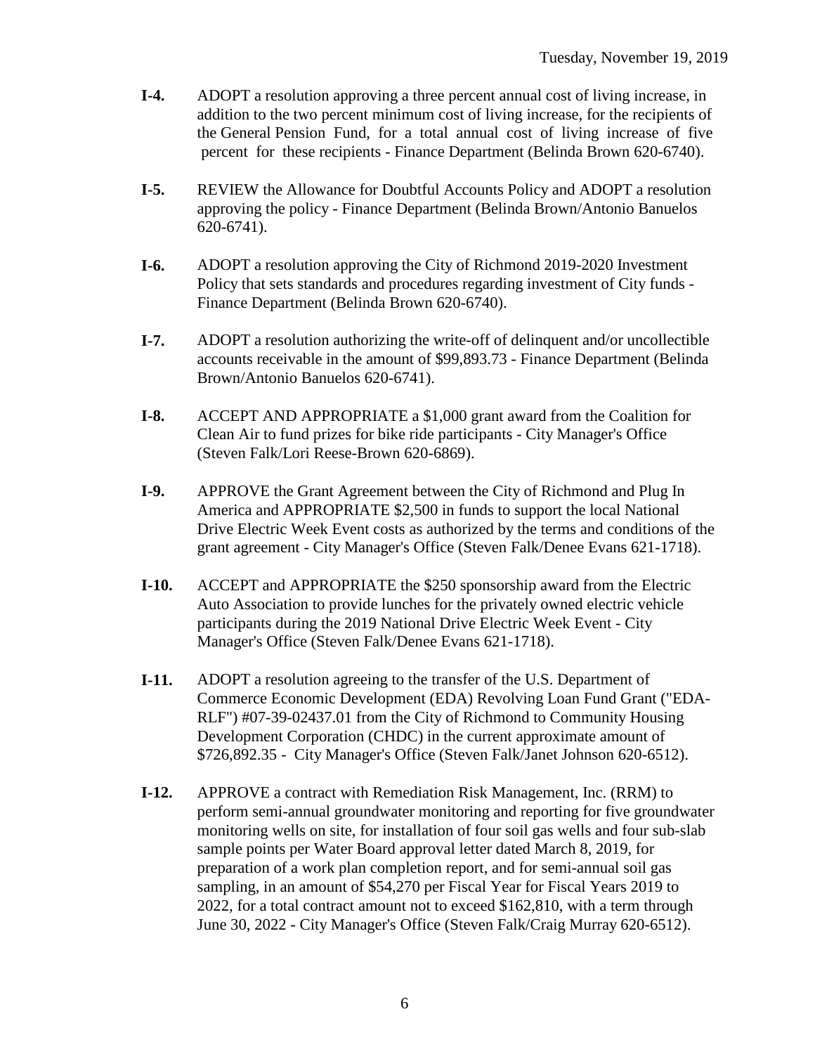**I-4.** ADOPT a resolution approving a three percent annual cost of living increase, in addition to the two percent minimum cost of living increase, for the recipients of the General Pension Fund, for a total annual cost of living increase of five percent for these recipients - Finance Department (Belinda Brown 620-6740).

**I-5.** REVIEW the Allowance for Doubtful Accounts Policy and ADOPT a resolution approving the policy - Finance Department (Belinda Brown/Antonio Banuelos 620-6741).

**I-6.** ADOPT a resolution approving the City of Richmond 2019-2020 Investment Policy that sets standards and procedures regarding investment of City funds - Finance Department (Belinda Brown 620-6740).

**I-7.** ADOPT a resolution authorizing the write-off of delinquent and/or uncollectible accounts receivable in the amount of $99,893.73 - Finance Department (Belinda Brown/Antonio Banuelos 620-6741).

**I-8.** ACCEPT AND APPROPRIATE a $1,000 grant award from the Coalition for Clean Air to fund prizes for bike ride participants - City Manager's Office (Steven Falk/Lori Reese-Brown 620-6869).

**I-9.** APPROVE the Grant Agreement between the City of Richmond and Plug In America and APPROPRIATE $2,500 in funds to support the local National Drive Electric Week Event costs as authorized by the terms and conditions of the grant agreement - City Manager's Office (Steven Falk/Denee Evans 621-1718).

**I-10.** ACCEPT and APPROPRIATE the $250 sponsorship award from the Electric Auto Association to provide lunches for the privately owned electric vehicle participants during the 2019 National Drive Electric Week Event - City Manager's Office (Steven Falk/Denee Evans 621-1718).

**I-11.** ADOPT a resolution agreeing to the transfer of the U.S. Department of Commerce Economic Development (EDA) Revolving Loan Fund Grant ("EDA-RLF") #07-39-02437.01 from the City of Richmond to Community Housing Development Corporation (CHDC) in the current approximate amount of $726,892.35 - City Manager's Office (Steven Falk/Janet Johnson 620-6512).

**I-12.** APPROVE a contract with Remediation Risk Management, Inc. (RRM) to perform semi-annual groundwater monitoring and reporting for five groundwater monitoring wells on site, for installation of four soil gas wells and four sub-slab sample points per Water Board approval letter dated March 8, 2019, for preparation of a work plan completion report, and for semi-annual soil gas sampling, in an amount of $54,270 per Fiscal Year for Fiscal Years 2019 to 2022, for a total contract amount not to exceed $162,810, with a term through June 30, 2022 - City Manager's Office (Steven Falk/Craig Murray 620-6512).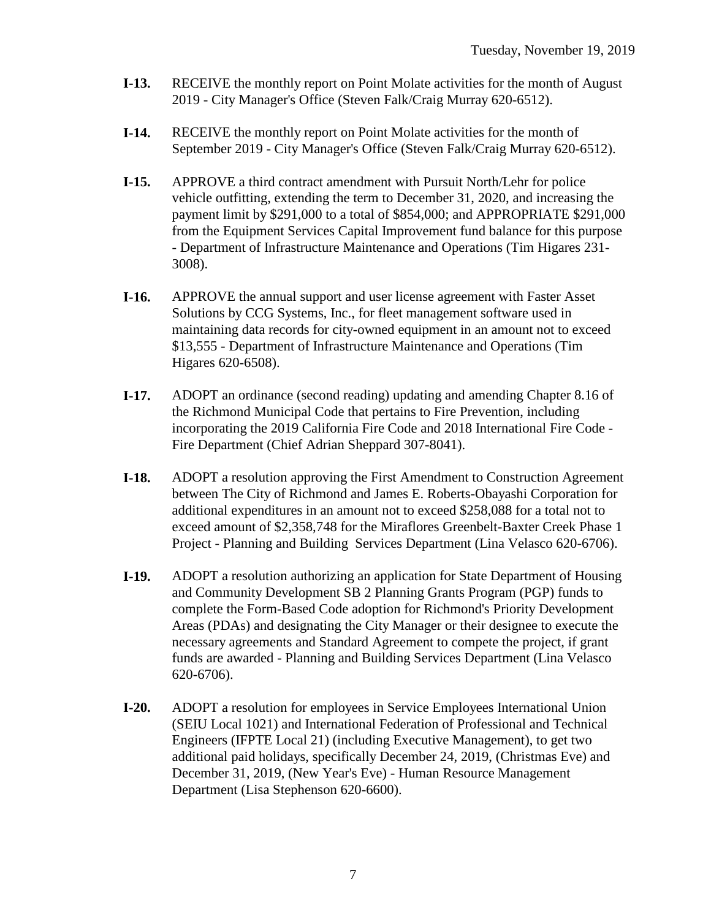**I-13.** RECEIVE the monthly report on Point Molate activities for the month of August 2019 - City Manager's Office (Steven Falk/Craig Murray 620-6512).

**I-14.** RECEIVE the monthly report on Point Molate activities for the month of September 2019 - City Manager's Office (Steven Falk/Craig Murray 620-6512).

**I-15.** APPROVE a third contract amendment with Pursuit North/Lehr for police vehicle outfitting, extending the term to December 31, 2020, and increasing the payment limit by $291,000 to a total of $854,000; and APPROPRIATE $291,000 from the Equipment Services Capital Improvement fund balance for this purpose - Department of Infrastructure Maintenance and Operations (Tim Higares 231-3008).

**I-16.** APPROVE the annual support and user license agreement with Faster Asset Solutions by CCG Systems, Inc., for fleet management software used in maintaining data records for city-owned equipment in an amount not to exceed $13,555 - Department of Infrastructure Maintenance and Operations (Tim Higares 620-6508).

**I-17.** ADOPT an ordinance (second reading) updating and amending Chapter 8.16 of the Richmond Municipal Code that pertains to Fire Prevention, including incorporating the 2019 California Fire Code and 2018 International Fire Code - Fire Department (Chief Adrian Sheppard 307-8041).

**I-18.** ADOPT a resolution approving the First Amendment to Construction Agreement between The City of Richmond and James E. Roberts-Obayashi Corporation for additional expenditures in an amount not to exceed $258,088 for a total not to exceed amount of $2,358,748 for the Miraflores Greenbelt-Baxter Creek Phase 1 Project - Planning and Building Services Department (Lina Velasco 620-6706).

**I-19.** ADOPT a resolution authorizing an application for State Department of Housing and Community Development SB 2 Planning Grants Program (PGP) funds to complete the Form-Based Code adoption for Richmond's Priority Development Areas (PDAs) and designating the City Manager or their designee to execute the necessary agreements and Standard Agreement to compete the project, if grant funds are awarded - Planning and Building Services Department (Lina Velasco 620-6706).

**I-20.** ADOPT a resolution for employees in Service Employees International Union (SEIU Local 1021) and International Federation of Professional and Technical Engineers (IFPTE Local 21) (including Executive Management), to get two additional paid holidays, specifically December 24, 2019, (Christmas Eve) and December 31, 2019, (New Year's Eve) - Human Resource Management Department (Lisa Stephenson 620-6600).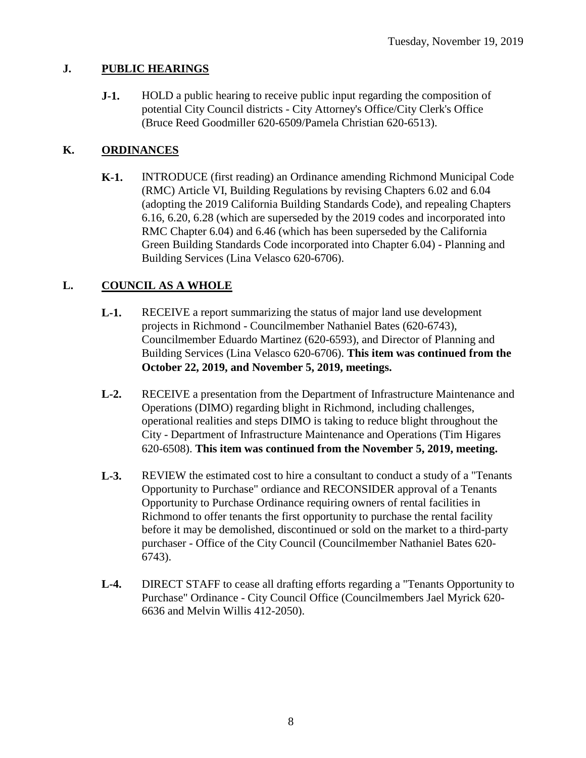## J. PUBLIC HEARINGS

**J-1.** HOLD a public hearing to receive public input regarding the composition of potential City Council districts - City Attorney's Office/City Clerk's Office (Bruce Reed Goodmiller 620-6509/Pamela Christian 620-6513).

## K. ORDINANCES

**K-1.** INTRODUCE (first reading) an Ordinance amending Richmond Municipal Code (RMC) Article VI, Building Regulations by revising Chapters 6.02 and 6.04 (adopting the 2019 California Building Standards Code), and repealing Chapters 6.16, 6.20, 6.28 (which are superseded by the 2019 codes and incorporated into RMC Chapter 6.04) and 6.46 (which has been superseded by the California Green Building Standards Code incorporated into Chapter 6.04) - Planning and Building Services (Lina Velasco 620-6706).

## L. COUNCIL AS A WHOLE

**L-1.** RECEIVE a report summarizing the status of major land use development projects in Richmond - Councilmember Nathaniel Bates (620-6743), Councilmember Eduardo Martinez (620-6593), and Director of Planning and Building Services (Lina Velasco 620-6706). **This item was continued from the October 22, 2019, and November 5, 2019, meetings.**

**L-2.** RECEIVE a presentation from the Department of Infrastructure Maintenance and Operations (DIMO) regarding blight in Richmond, including challenges, operational realities and steps DIMO is taking to reduce blight throughout the City - Department of Infrastructure Maintenance and Operations (Tim Higares 620-6508). **This item was continued from the November 5, 2019, meeting.**

**L-3.** REVIEW the estimated cost to hire a consultant to conduct a study of a "Tenants Opportunity to Purchase" ordiance and RECONSIDER approval of a Tenants Opportunity to Purchase Ordinance requiring owners of rental facilities in Richmond to offer tenants the first opportunity to purchase the rental facility before it may be demolished, discontinued or sold on the market to a third-party purchaser - Office of the City Council (Councilmember Nathaniel Bates 620-6743).

**L-4.** DIRECT STAFF to cease all drafting efforts regarding a "Tenants Opportunity to Purchase" Ordinance - City Council Office (Councilmembers Jael Myrick 620-6636 and Melvin Willis 412-2050).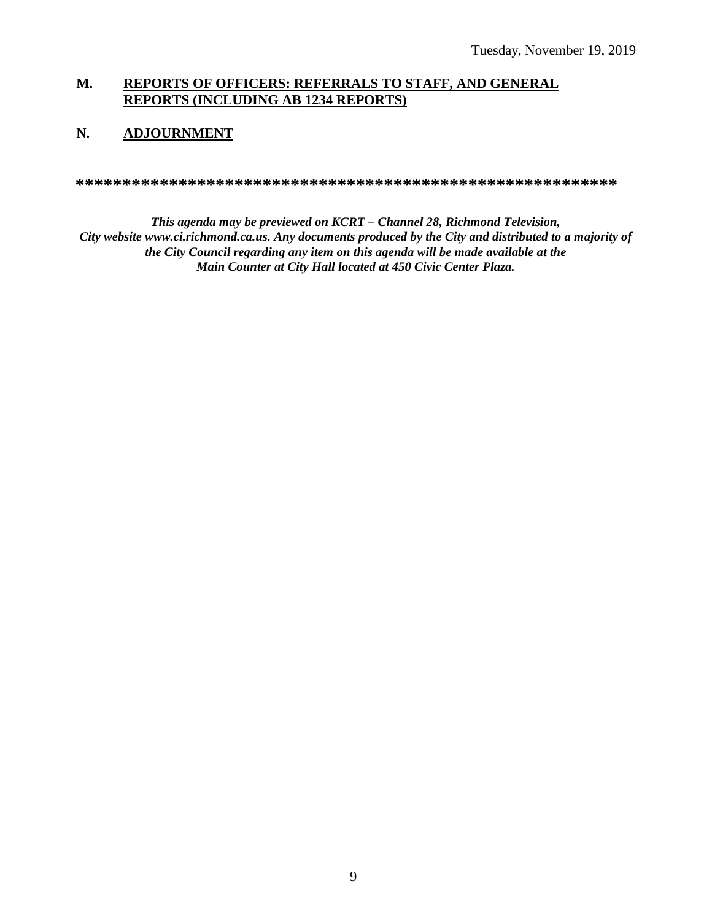## M. REPORTS OF OFFICERS: REFERRALS TO STAFF, AND GENERAL REPORTS (INCLUDING AB 1234 REPORTS)

## N. ADJOURNMENT

**************************************************************

***This agenda may be previewed on KCRT – Channel 28, Richmond Television, City website www.ci.richmond.ca.us. Any documents produced by the City and distributed to a majority of the City Council regarding any item on this agenda will be made available at the Main Counter at City Hall located at 450 Civic Center Plaza.***